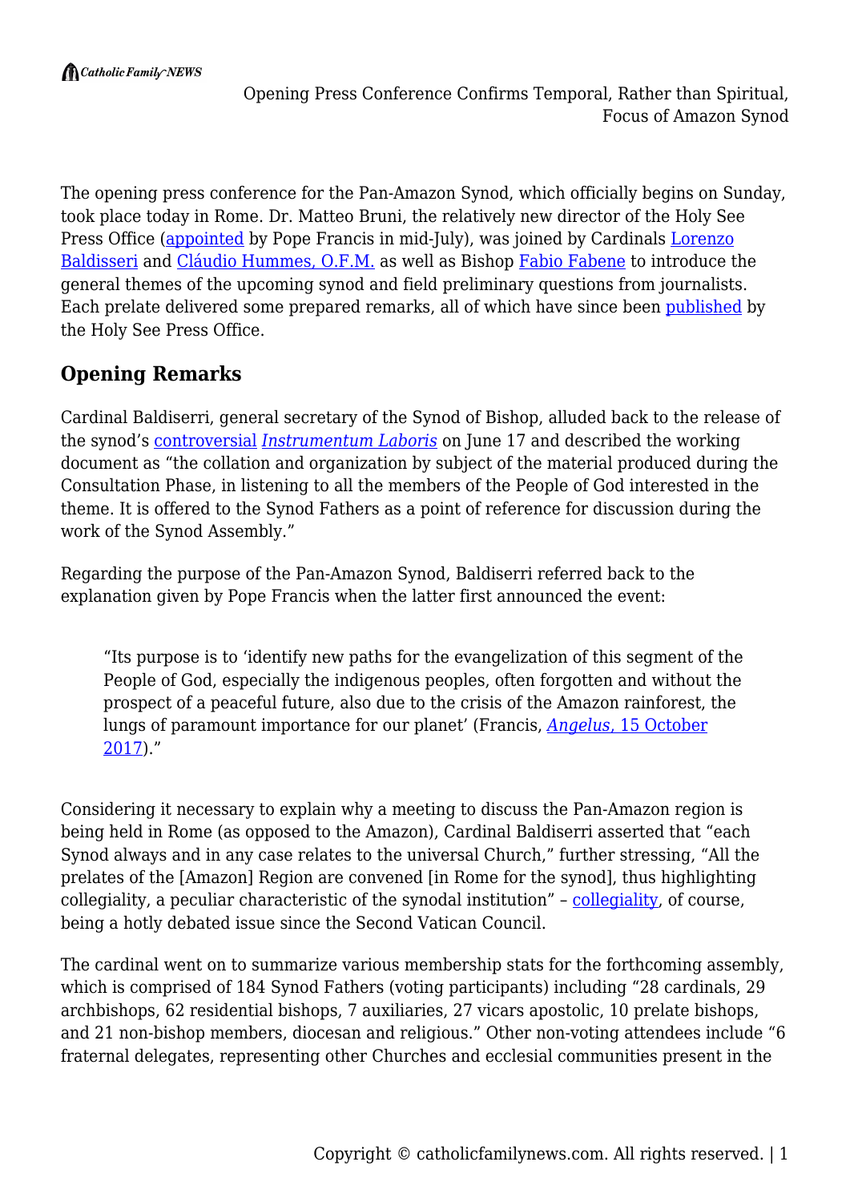# Opening Press Conference Confirms Temporal, Rather than Spiritual, Focus of Amazon Synod

The opening press conference for the Pan-Amazon Synod, which officially begins on Sunday, took place today in Rome. Dr. Matteo Bruni, the relatively new director of the Holy See Press Office (appointed by Pope Francis in mid-July), was joined by Cardinals Lorenzo Baldisseri and Cláudio Hummes, O.F.M. as well as Bishop Fabio Fabene to introduce the general themes of the upcoming synod and field preliminary questions from journalists. Each prelate delivered some prepared remarks, all of which have since been published by the Holy See Press Office.

## Opening Remarks

Cardinal Baldiserri, general secretary of the Synod of Bishop, alluded back to the release of the synod's controversial *Instrumentum Laboris* on June 17 and described the working document as "the collation and organization by subject of the material produced during the Consultation Phase, in listening to all the members of the People of God interested in the theme. It is offered to the Synod Fathers as a point of reference for discussion during the work of the Synod Assembly."

Regarding the purpose of the Pan-Amazon Synod, Baldiserri referred back to the explanation given by Pope Francis when the latter first announced the event:

> "Its purpose is to 'identify new paths for the evangelization of this segment of the People of God, especially the indigenous peoples, often forgotten and without the prospect of a peaceful future, also due to the crisis of the Amazon rainforest, the lungs of paramount importance for our planet' (Francis, *Angelus*, 15 October 2017)."

Considering it necessary to explain why a meeting to discuss the Pan-Amazon region is being held in Rome (as opposed to the Amazon), Cardinal Baldiserri asserted that "each Synod always and in any case relates to the universal Church," further stressing, "All the prelates of the [Amazon] Region are convened [in Rome for the synod], thus highlighting collegiality, a peculiar characteristic of the synodal institution" – collegiality, of course, being a hotly debated issue since the Second Vatican Council.

The cardinal went on to summarize various membership stats for the forthcoming assembly, which is comprised of 184 Synod Fathers (voting participants) including "28 cardinals, 29 archbishops, 62 residential bishops, 7 auxiliaries, 27 vicars apostolic, 10 prelate bishops, and 21 non-bishop members, diocesan and religious." Other non-voting attendees include "6 fraternal delegates, representing other Churches and ecclesial communities present in the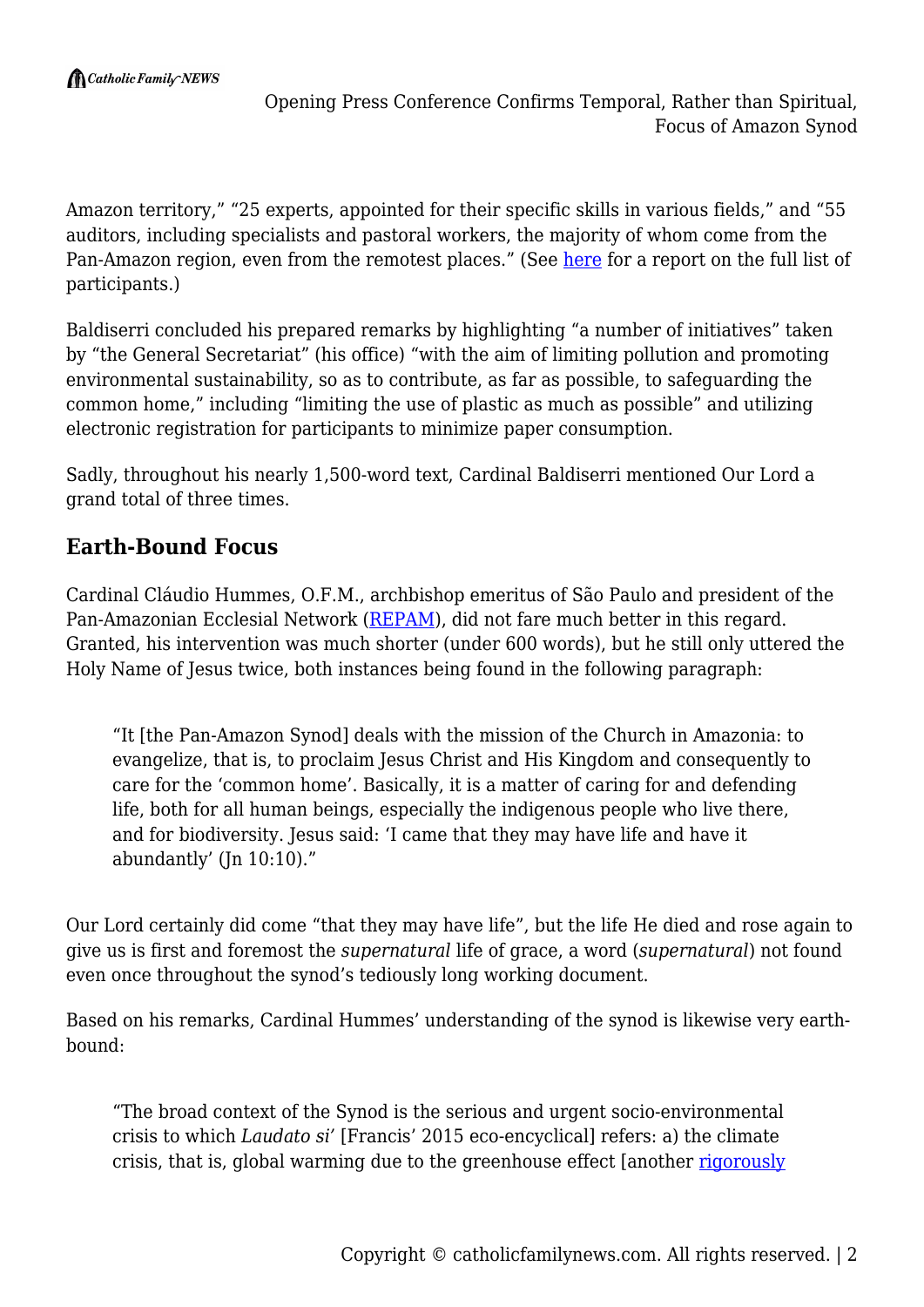Amazon territory," "25 experts, appointed for their specific skills in various fields," and "55 auditors, including specialists and pastoral workers, the majority of whom come from the Pan-Amazon region, even from the remotest places." (See here for a report on the full list of participants.)

Baldiserri concluded his prepared remarks by highlighting "a number of initiatives" taken by "the General Secretariat" (his office) "with the aim of limiting pollution and promoting environmental sustainability, so as to contribute, as far as possible, to safeguarding the common home," including "limiting the use of plastic as much as possible" and utilizing electronic registration for participants to minimize paper consumption.

Sadly, throughout his nearly 1,500-word text, Cardinal Baldiserri mentioned Our Lord a grand total of three times.

## Earth-Bound Focus

Cardinal Cláudio Hummes, O.F.M., archbishop emeritus of São Paulo and president of the Pan-Amazonian Ecclesial Network (REPAM), did not fare much better in this regard. Granted, his intervention was much shorter (under 600 words), but he still only uttered the Holy Name of Jesus twice, both instances being found in the following paragraph:

> "It [the Pan-Amazon Synod] deals with the mission of the Church in Amazonia: to evangelize, that is, to proclaim Jesus Christ and His Kingdom and consequently to care for the 'common home'. Basically, it is a matter of caring for and defending life, both for all human beings, especially the indigenous people who live there, and for biodiversity. Jesus said: 'I came that they may have life and have it abundantly' (Jn 10:10)."

Our Lord certainly did come "that they may have life", but the life He died and rose again to give us is first and foremost the *supernatural* life of grace, a word (*supernatural*) not found even once throughout the synod's tediously long working document.

Based on his remarks, Cardinal Hummes' understanding of the synod is likewise very earth-bound:

> "The broad context of the Synod is the serious and urgent socio-environmental crisis to which *Laudato si'* [Francis' 2015 eco-encyclical] refers: a) the climate crisis, that is, global warming due to the greenhouse effect [another rigorously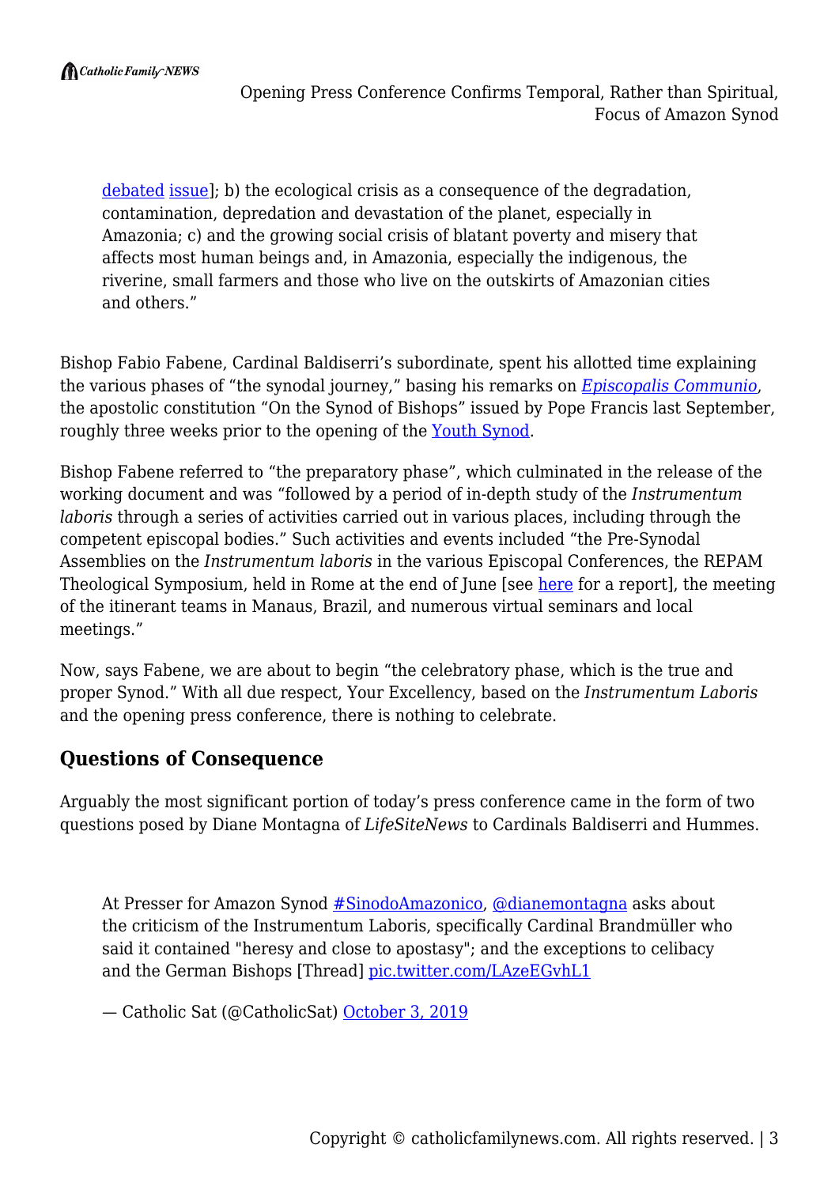debated issue]; b) the ecological crisis as a consequence of the degradation, contamination, depredation and devastation of the planet, especially in Amazonia; c) and the growing social crisis of blatant poverty and misery that affects most human beings and, in Amazonia, especially the indigenous, the riverine, small farmers and those who live on the outskirts of Amazonian cities and others."

Bishop Fabio Fabene, Cardinal Baldiserri's subordinate, spent his allotted time explaining the various phases of "the synodal journey," basing his remarks on *Episcopalis Communio*, the apostolic constitution "On the Synod of Bishops" issued by Pope Francis last September, roughly three weeks prior to the opening of the Youth Synod.

Bishop Fabene referred to "the preparatory phase", which culminated in the release of the working document and was "followed by a period of in-depth study of the *Instrumentum laboris* through a series of activities carried out in various places, including through the competent episcopal bodies." Such activities and events included "the Pre-Synodal Assemblies on the *Instrumentum laboris* in the various Episcopal Conferences, the REPAM Theological Symposium, held in Rome at the end of June [see here for a report], the meeting of the itinerant teams in Manaus, Brazil, and numerous virtual seminars and local meetings."

Now, says Fabene, we are about to begin "the celebratory phase, which is the true and proper Synod." With all due respect, Your Excellency, based on the *Instrumentum Laboris* and the opening press conference, there is nothing to celebrate.

## Questions of Consequence

Arguably the most significant portion of today's press conference came in the form of two questions posed by Diane Montagna of *LifeSiteNews* to Cardinals Baldiserri and Hummes.

> At Presser for Amazon Synod #SinodoAmazonico, @dianemontagna asks about the criticism of the Instrumentum Laboris, specifically Cardinal Brandmüller who said it contained "heresy and close to apostasy"; and the exceptions to celibacy and the German Bishops [Thread] pic.twitter.com/LAzeEGvhL1
>
> — Catholic Sat (@CatholicSat) October 3, 2019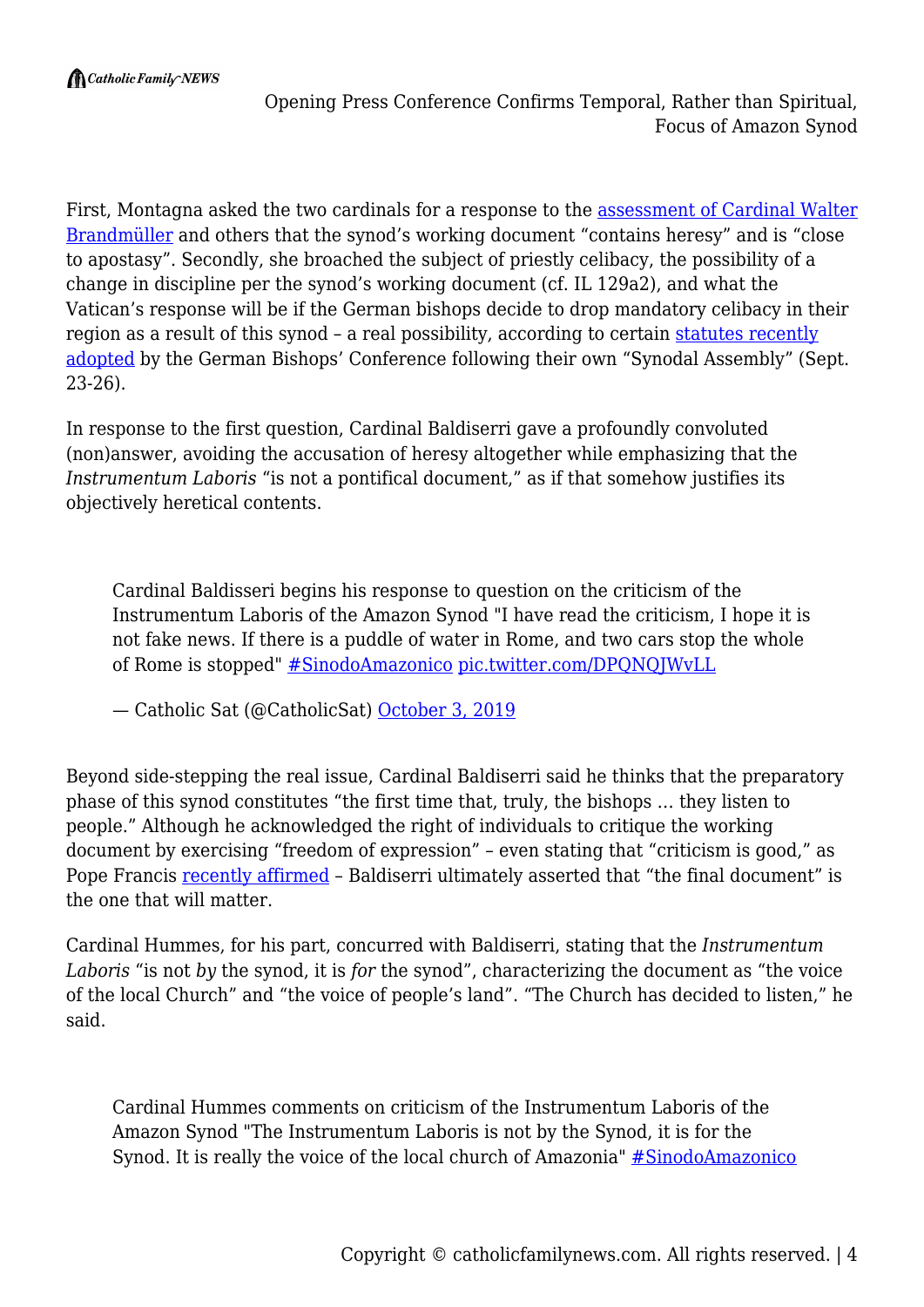First, Montagna asked the two cardinals for a response to the [assessment of Cardinal Walter Brandmüller]() and others that the synod's working document "contains heresy" and is "close to apostasy". Secondly, she broached the subject of priestly celibacy, the possibility of a change in discipline per the synod's working document (cf. IL 129a2), and what the Vatican's response will be if the German bishops decide to drop mandatory celibacy in their region as a result of this synod – a real possibility, according to certain [statutes recently adopted]() by the German Bishops' Conference following their own "Synodal Assembly" (Sept. 23-26).

In response to the first question, Cardinal Baldiserri gave a profoundly convoluted (non)answer, avoiding the accusation of heresy altogether while emphasizing that the *Instrumentum Laboris* "is not a pontifical document," as if that somehow justifies its objectively heretical contents.

> Cardinal Baldisseri begins his response to question on the criticism of the Instrumentum Laboris of the Amazon Synod "I have read the criticism, I hope it is not fake news. If there is a puddle of water in Rome, and two cars stop the whole of Rome is stopped" [#SinodoAmazonico]() [pic.twitter.com/DPQNQJWvLL]()
>
> — Catholic Sat (@CatholicSat) [October 3, 2019]()

Beyond side-stepping the real issue, Cardinal Baldiserri said he thinks that the preparatory phase of this synod constitutes "the first time that, truly, the bishops … they listen to people." Although he acknowledged the right of individuals to critique the working document by exercising "freedom of expression" – even stating that "criticism is good," as Pope Francis [recently affirmed]() – Baldiserri ultimately asserted that "the final document" is the one that will matter.

Cardinal Hummes, for his part, concurred with Baldiserri, stating that the *Instrumentum Laboris* "is not *by* the synod, it is *for* the synod", characterizing the document as "the voice of the local Church" and "the voice of people's land". "The Church has decided to listen," he said.

> Cardinal Hummes comments on criticism of the Instrumentum Laboris of the Amazon Synod "The Instrumentum Laboris is not by the Synod, it is for the Synod. It is really the voice of the local church of Amazonia" [#SinodoAmazonico]()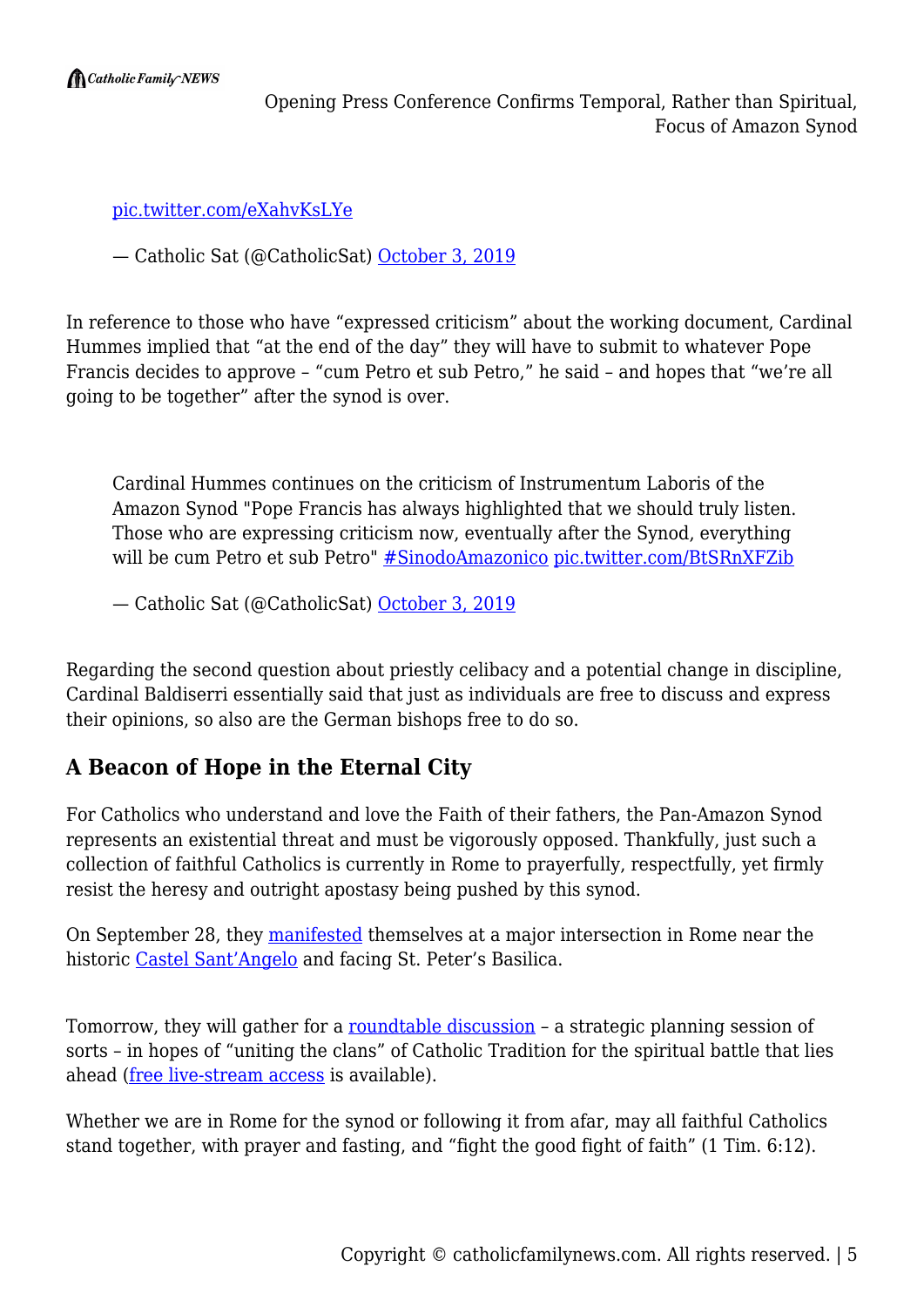pic.twitter.com/eXahvKsLYe

— Catholic Sat (@CatholicSat) October 3, 2019

In reference to those who have “expressed criticism” about the working document, Cardinal Hummes implied that “at the end of the day” they will have to submit to whatever Pope Francis decides to approve – “cum Petro et sub Petro,” he said – and hopes that “we’re all going to be together” after the synod is over.

> Cardinal Hummes continues on the criticism of Instrumentum Laboris of the Amazon Synod "Pope Francis has always highlighted that we should truly listen. Those who are expressing criticism now, eventually after the Synod, everything will be cum Petro et sub Petro" #SinodoAmazonico pic.twitter.com/BtSRnXFZib
>
> — Catholic Sat (@CatholicSat) October 3, 2019

Regarding the second question about priestly celibacy and a potential change in discipline, Cardinal Baldiserri essentially said that just as individuals are free to discuss and express their opinions, so also are the German bishops free to do so.

## A Beacon of Hope in the Eternal City

For Catholics who understand and love the Faith of their fathers, the Pan-Amazon Synod represents an existential threat and must be vigorously opposed. Thankfully, just such a collection of faithful Catholics is currently in Rome to prayerfully, respectfully, yet firmly resist the heresy and outright apostasy being pushed by this synod.

On September 28, they manifested themselves at a major intersection in Rome near the historic Castel Sant’Angelo and facing St. Peter’s Basilica.

Tomorrow, they will gather for a roundtable discussion – a strategic planning session of sorts – in hopes of “uniting the clans” of Catholic Tradition for the spiritual battle that lies ahead (free live-stream access is available).

Whether we are in Rome for the synod or following it from afar, may all faithful Catholics stand together, with prayer and fasting, and “fight the good fight of faith” (1 Tim. 6:12).